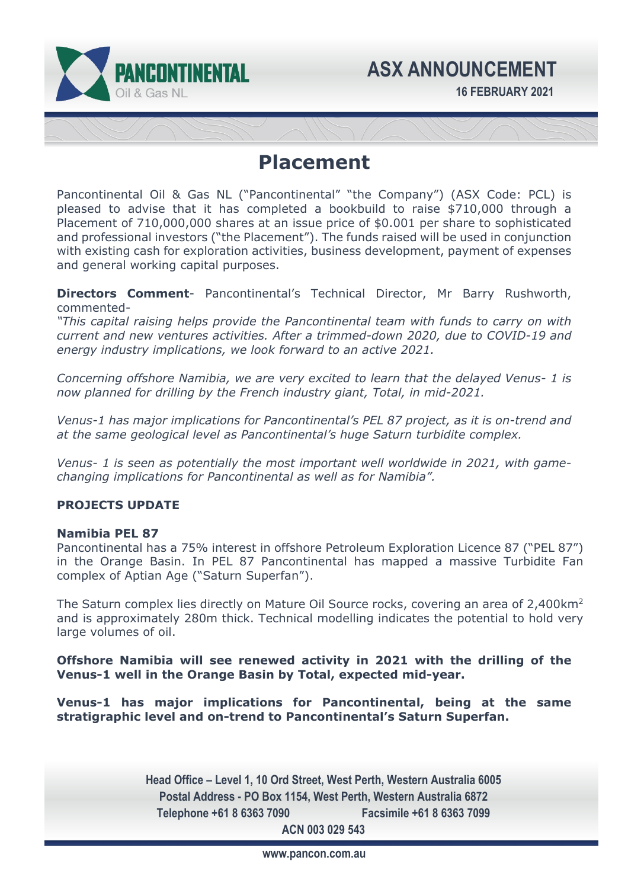# Placement

Pancontinental Oil & Gas NL ("Pancontinental" "the Company") (ASX Code: PCL) is pleased to advise that it has completed a bookbuild to raise $710,000 through a Placement of 710,000,000 shares at an issue price of $0.001 per share to sophisticated and professional investors ("the Placement"). The funds raised will be used in conjunction with existing cash for exploration activities, business development, payment of expenses and general working capital purposes.

**Directors Comment**- Pancontinental's Technical Director, Mr Barry Rushworth, commented-

*"This capital raising helps provide the Pancontinental team with funds to carry on with current and new ventures activities. After a trimmed-down 2020, due to COVID-19 and energy industry implications, we look forward to an active 2021.*

*Concerning offshore Namibia, we are very excited to learn that the delayed Venus- 1 is now planned for drilling by the French industry giant, Total, in mid-2021.*

*Venus-1 has major implications for Pancontinental's PEL 87 project, as it is on-trend and at the same geological level as Pancontinental's huge Saturn turbidite complex.*

*Venus- 1 is seen as potentially the most important well worldwide in 2021, with game-changing implications for Pancontinental as well as for Namibia".*

## PROJECTS UPDATE

### Namibia PEL 87

Pancontinental has a 75% interest in offshore Petroleum Exploration Licence 87 ("PEL 87") in the Orange Basin. In PEL 87 Pancontinental has mapped a massive Turbidite Fan complex of Aptian Age ("Saturn Superfan").

The Saturn complex lies directly on Mature Oil Source rocks, covering an area of 2,400km$^2$ and is approximately 280m thick. Technical modelling indicates the potential to hold very large volumes of oil.

**Offshore Namibia will see renewed activity in 2021 with the drilling of the Venus-1 well in the Orange Basin by Total, expected mid-year.**

**Venus-1 has major implications for Pancontinental, being at the same stratigraphic level and on-trend to Pancontinental's Saturn Superfan.**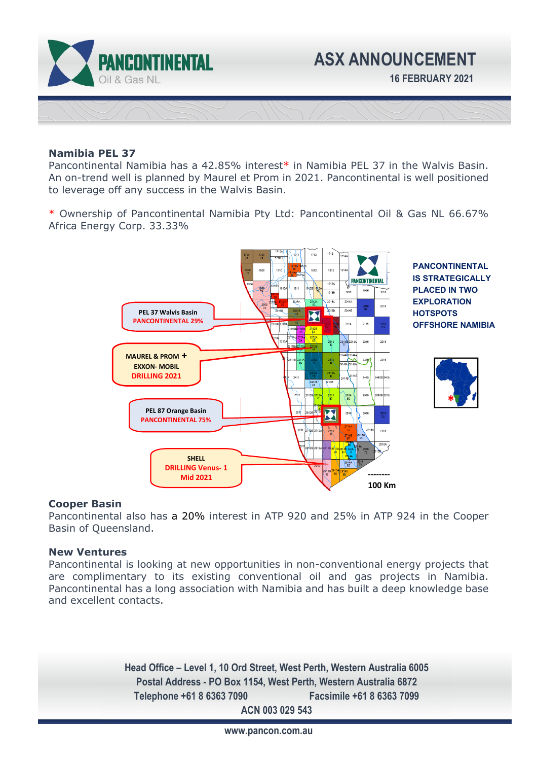### Namibia PEL 37

Pancontinental Namibia has a 42.85% interest* in Namibia PEL 37 in the Walvis Basin. An on-trend well is planned by Maurel et Prom in 2021. Pancontinental is well positioned to leverage off any success in the Walvis Basin.

* Ownership of Pancontinental Namibia Pty Ltd: Pancontinental Oil & Gas NL 66.67% Africa Energy Corp. 33.33%

PEL 37 Walvis Basin
PANCONTINENTAL 29%

MAUREL & PROM +
EXXON- MOBIL
DRILLING 2021

PEL 87 Orange Basin
PANCONTINENTAL 75%

SHELL
DRILLING Venus- 1
Mid 2021

100 Km

PANCONTINENTAL IS STRATEGICALLY PLACED IN TWO EXPLORATION HOTSPOTS OFFSHORE NAMIBIA

### Cooper Basin

Pancontinental also has a 20% interest in ATP 920 and 25% in ATP 924 in the Cooper Basin of Queensland.

### New Ventures

Pancontinental is looking at new opportunities in non-conventional energy projects that are complimentary to its existing conventional oil and gas projects in Namibia. Pancontinental has a long association with Namibia and has built a deep knowledge base and excellent contacts.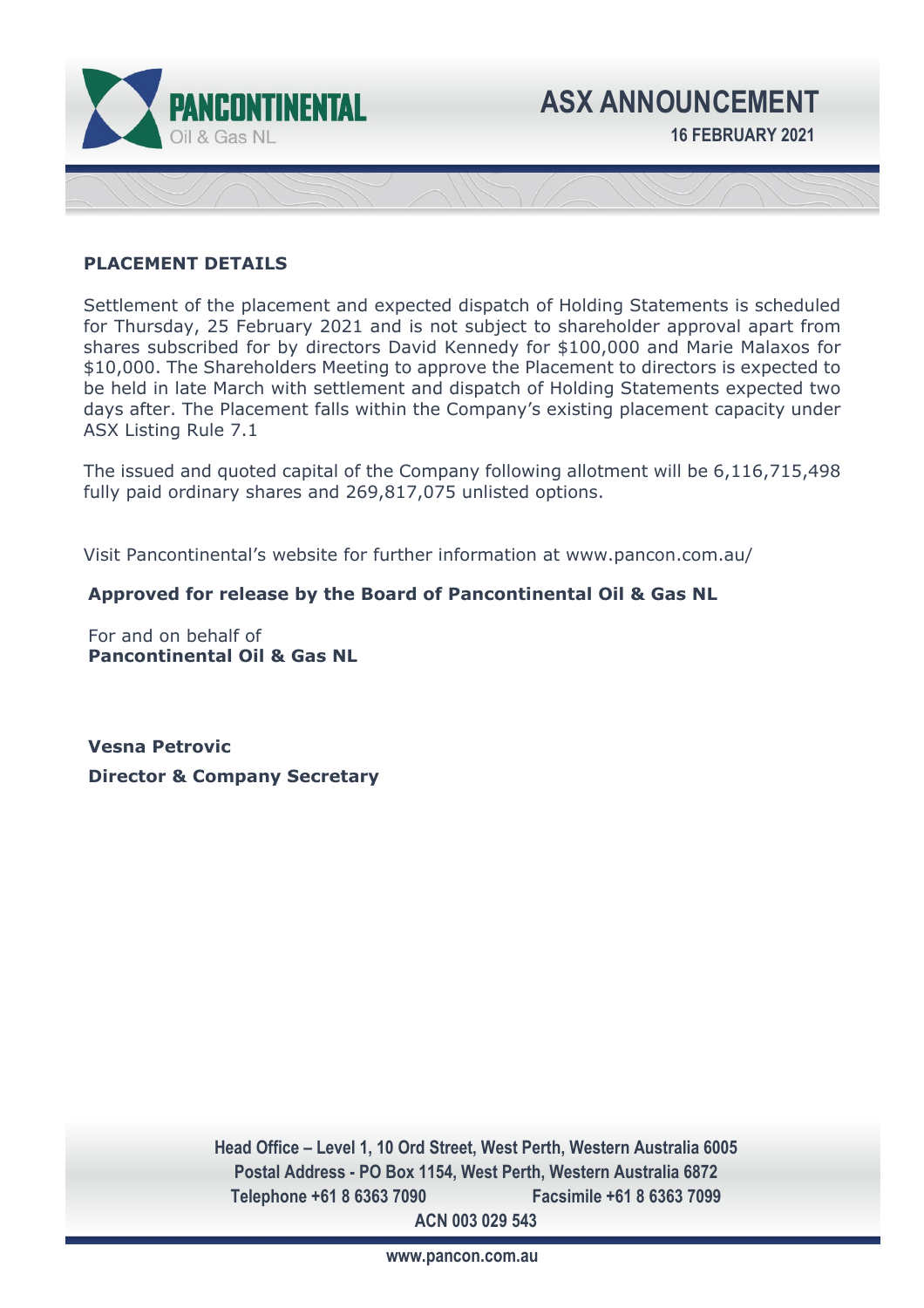## PLACEMENT DETAILS

Settlement of the placement and expected dispatch of Holding Statements is scheduled for Thursday, 25 February 2021 and is not subject to shareholder approval apart from shares subscribed for by directors David Kennedy for $100,000 and Marie Malaxos for $10,000. The Shareholders Meeting to approve the Placement to directors is expected to be held in late March with settlement and dispatch of Holding Statements expected two days after. The Placement falls within the Company's existing placement capacity under ASX Listing Rule 7.1

The issued and quoted capital of the Company following allotment will be 6,116,715,498 fully paid ordinary shares and 269,817,075 unlisted options.

Visit Pancontinental's website for further information at www.pancon.com.au/

**Approved for release by the Board of Pancontinental Oil & Gas NL**

For and on behalf of
**Pancontinental Oil & Gas NL**

**Vesna Petrovic**

**Director & Company Secretary**

Head Office – Level 1, 10 Ord Street, West Perth, Western Australia 6005
Postal Address - PO Box 1154, West Perth, Western Australia 6872
Telephone +61 8 6363 7090 Facsimile +61 8 6363 7099
ACN 003 029 543

www.pancon.com.au